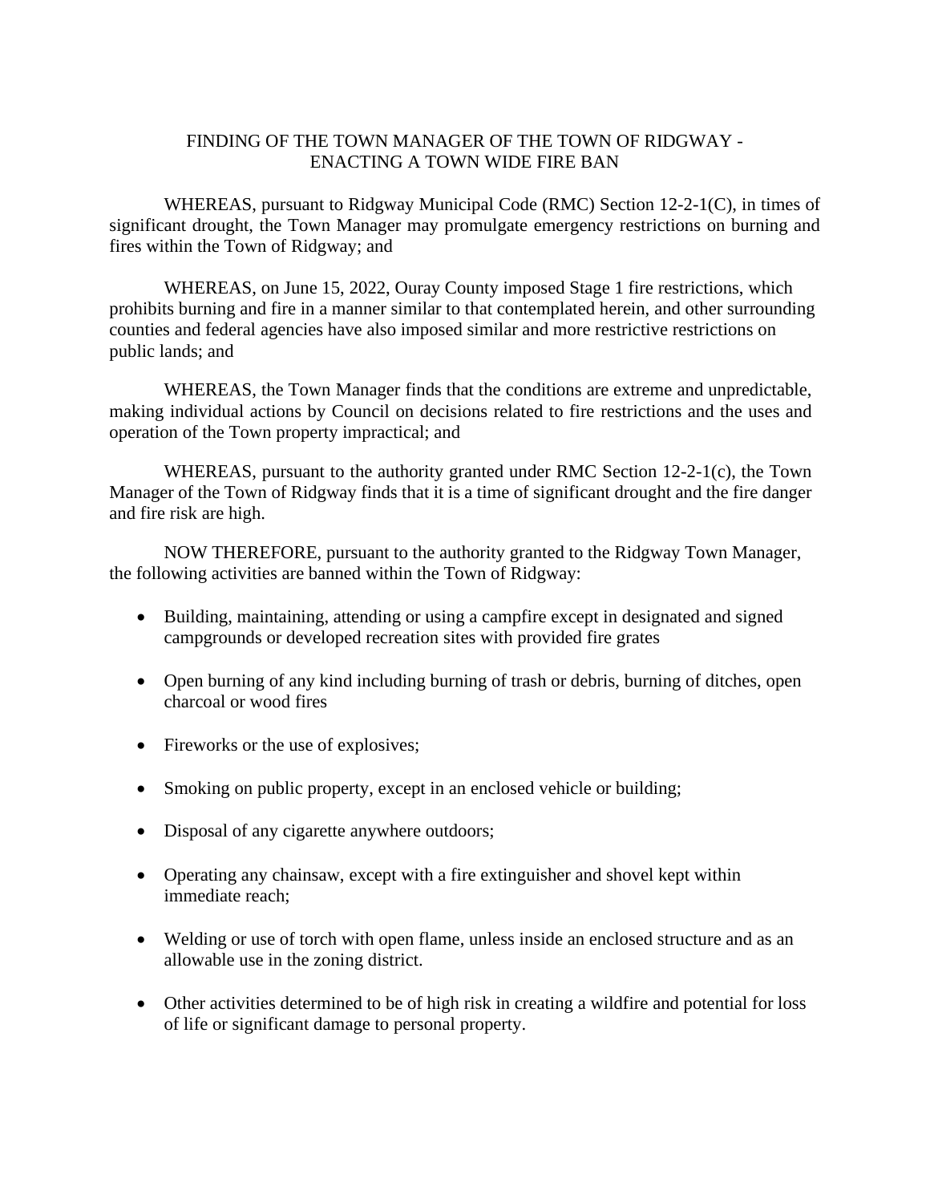# FINDING OF THE TOWN MANAGER OF THE TOWN OF RIDGWAY - ENACTING A TOWN WIDE FIRE BAN

WHEREAS, pursuant to Ridgway Municipal Code (RMC) Section 12-2-1(C), in times of significant drought, the Town Manager may promulgate emergency restrictions on burning and fires within the Town of Ridgway; and

WHEREAS, on June 15, 2022, Ouray County imposed Stage 1 fire restrictions, which prohibits burning and fire in a manner similar to that contemplated herein, and other surrounding counties and federal agencies have also imposed similar and more restrictive restrictions on public lands; and

WHEREAS, the Town Manager finds that the conditions are extreme and unpredictable, making individual actions by Council on decisions related to fire restrictions and the uses and operation of the Town property impractical; and

WHEREAS, pursuant to the authority granted under RMC Section 12-2-1(c), the Town Manager of the Town of Ridgway finds that it is a time of significant drought and the fire danger and fire risk are high.

NOW THEREFORE, pursuant to the authority granted to the Ridgway Town Manager, the following activities are banned within the Town of Ridgway:

- Building, maintaining, attending or using a campfire except in designated and signed campgrounds or developed recreation sites with provided fire grates
- Open burning of any kind including burning of trash or debris, burning of ditches, open charcoal or wood fires
- Fireworks or the use of explosives;
- Smoking on public property, except in an enclosed vehicle or building;
- Disposal of any cigarette anywhere outdoors;
- Operating any chainsaw, except with a fire extinguisher and shovel kept within immediate reach;
- Welding or use of torch with open flame, unless inside an enclosed structure and as an allowable use in the zoning district.
- Other activities determined to be of high risk in creating a wildfire and potential for loss of life or significant damage to personal property.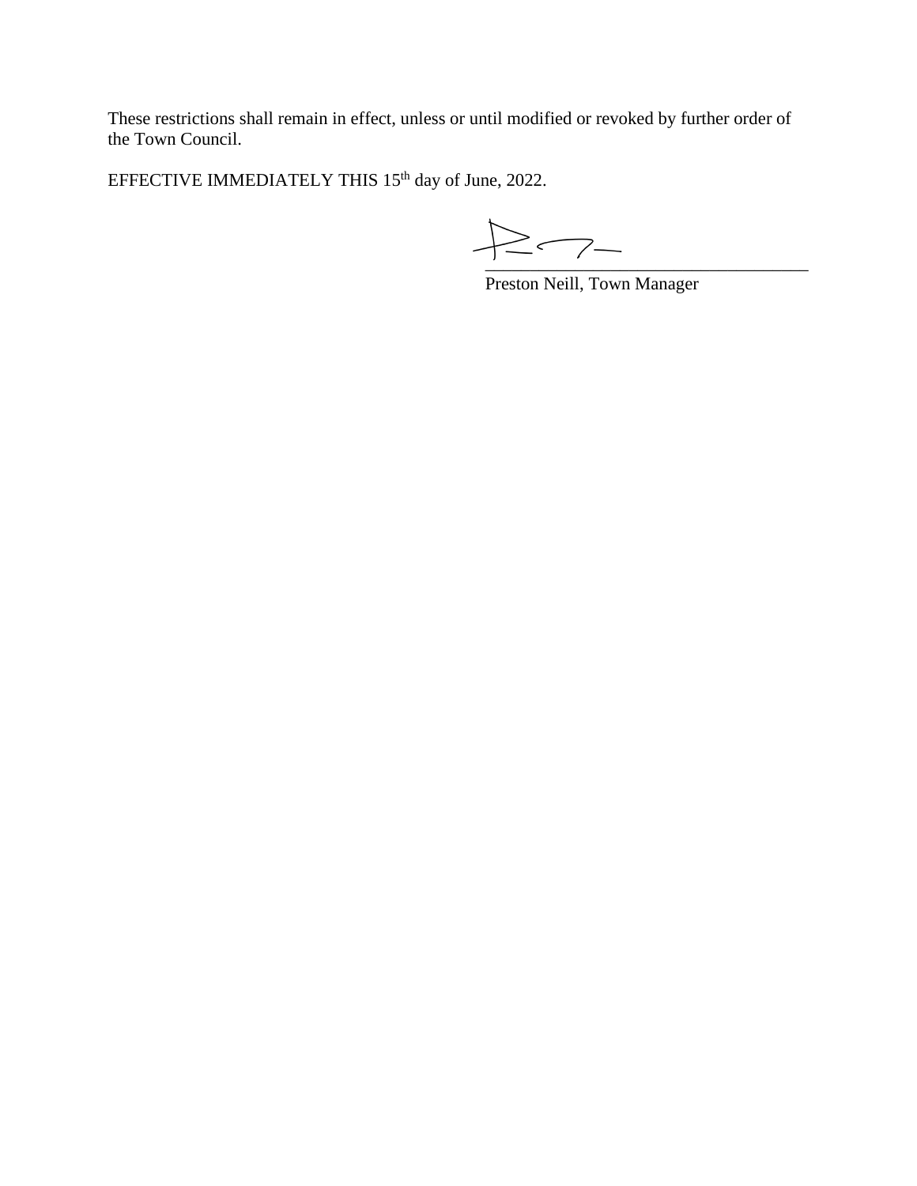These restrictions shall remain in effect, unless or until modified or revoked by further order of the Town Council.

EFFECTIVE IMMEDIATELY THIS 15th day of June, 2022.

\_\_\_\_\_\_\_\_\_\_\_\_\_\_\_\_\_\_\_\_\_\_\_\_\_\_\_\_\_\_\_\_\_\_\_\_

Preston Neill, Town Manager